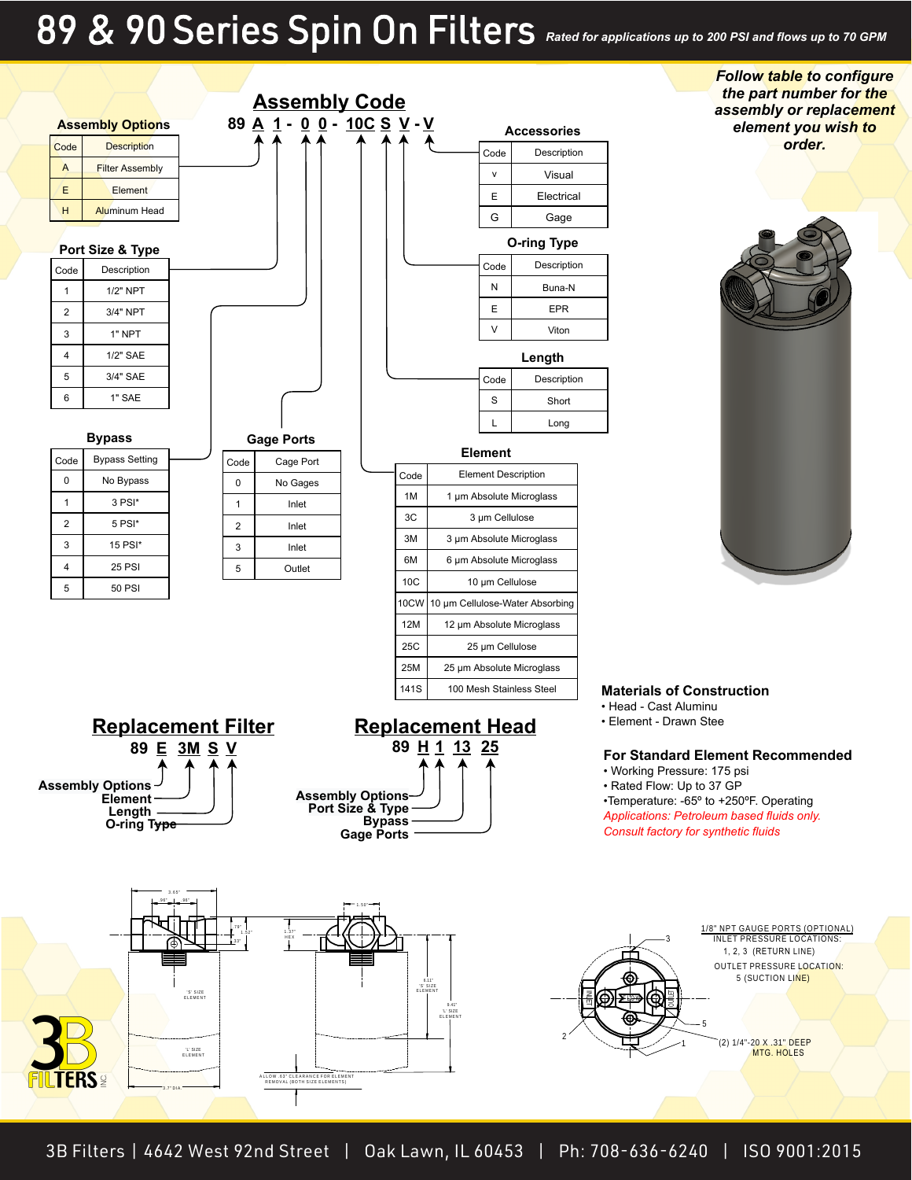# 89 & 90 Series Spin On Filters

*Rated for applications up to 200 PSI and flows up to 70 GPM*

***Follow table to configure the part number for the assembly or replacement element you wish to order.***

## Assembly Code

**89 A 1 - 0 0 - 10C S V - V**

### Assembly Options

| Code | Description |
|---|---|
| A | Filter Assembly |
| E | Element |
| H | Aluminum Head |

### Port Size & Type

| Code | Description |
|---|---|
| 1 | 1/2" NPT |
| 2 | 3/4" NPT |
| 3 | 1" NPT |
| 4 | 1/2" SAE |
| 5 | 3/4" SAE |
| 6 | 1" SAE |

### Bypass

| Code | Bypass Setting |
|---|---|
| 0 | No Bypass |
| 1 | 3 PSI* |
| 2 | 5 PSI* |
| 3 | 15 PSI* |
| 4 | 25 PSI |
| 5 | 50 PSI |

### Gage Ports

| Code | Cage Port |
|---|---|
| 0 | No Gages |
| 1 | Inlet |
| 2 | Inlet |
| 3 | Inlet |
| 5 | Outlet |

### Element

| Code | Element Description |
|---|---|
| 1M | 1 µm Absolute Microglass |
| 3C | 3 µm Cellulose |
| 3M | 3 µm Absolute Microglass |
| 6M | 6 µm Absolute Microglass |
| 10C | 10 µm Cellulose |
| 10CW | 10 µm Cellulose-Water Absorbing |
| 12M | 12 µm Absolute Microglass |
| 25C | 25 µm Cellulose |
| 25M | 25 µm Absolute Microglass |
| 141S | 100 Mesh Stainless Steel |

### Accessories

| Code | Description |
|---|---|
| v | Visual |
| E | Electrical |
| G | Gage |

### O-ring Type

| Code | Description |
|---|---|
| N | Buna-N |
| E | EPR |
| V | Viton |

### Length

| Code | Description |
|---|---|
| S | Short |
| L | Long |

## Replacement Filter

**89 E 3M S V**

- Assembly Options
- Element
- Length
- O-ring Type

## Replacement Head

**89 H 1 13 25**

- Assembly Options
- Port Size & Type
- Bypass
- Gage Ports

### Materials of Construction

- Head - Cast Aluminu
- Element - Drawn Stee

### For Standard Element Recommended

- Working Pressure: 175 psi
- Rated Flow: Up to 37 GP
- •Temperature: -65º to +250ºF. Operating

*Applications: Petroleum based fluids only.*
*Consult factory for synthetic fluids*

3.65"
.98" .98"
.79"
1.52"
.23"
1.37" HEX
1.56"
'S' SIZE ELEMENT
'L' SIZE ELEMENT
6.11" 'S' SIZE ELEMENT
8.41" 'L' SIZE ELEMENT
ALLOW .63" CLEARANCE FOR ELEMENT REMOVAL (BOTH SIZE ELEMENTS)
3.7" DIA.

1/8" NPT GAUGE PORTS (OPTIONAL)
INLET PRESSURE LOCATIONS:
1, 2, 3 (RETURN LINE)
OUTLET PRESSURE LOCATION:
5 (SUCTION LINE)

(2) 1/4"-20 X .31" DEEP MTG. HOLES

INLET
OUTLET
3
2
1
5

3B FILTERS INC.

3B Filters | 4642 West 92nd Street | Oak Lawn, IL 60453 | Ph: 708-636-6240 | ISO 9001:2015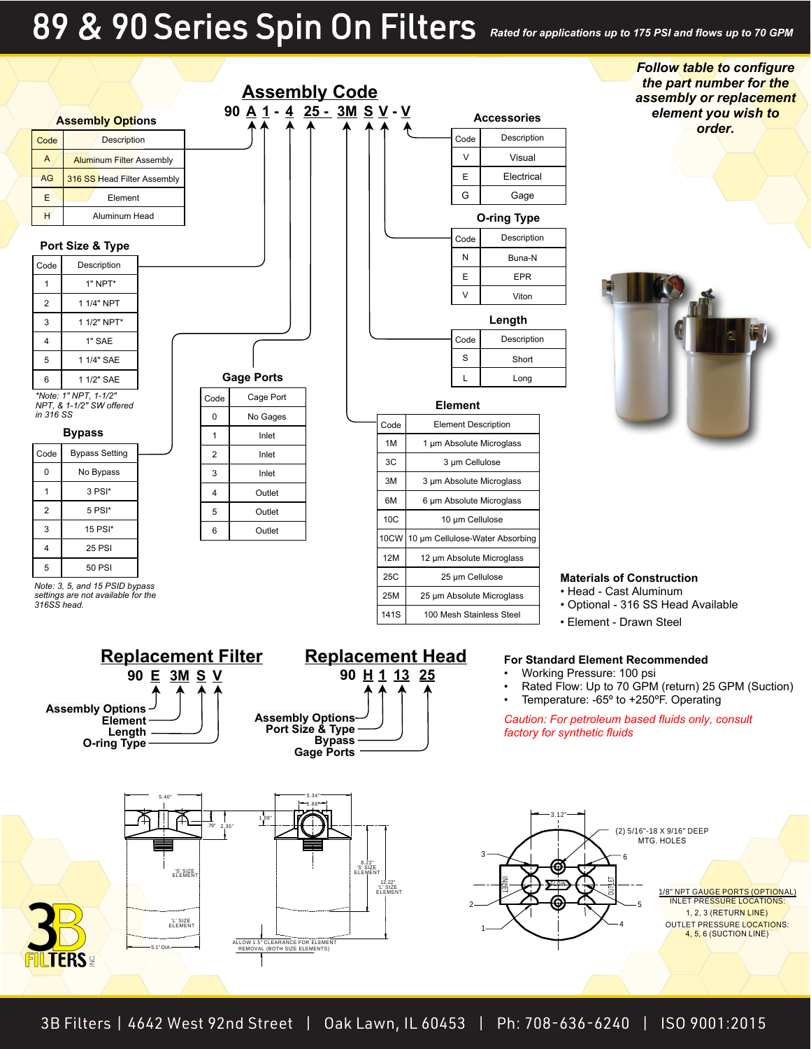# 89 & 90 Series Spin On Filters

*Rated for applications up to 175 PSI and flows up to 70 GPM*

***Follow table to configure the part number for the assembly or replacement element you wish to order.***

## Assembly Code

**90 A 1 - 4 25 - 3M S V - V**

### Assembly Options

| Code | Description |
|---|---|
| A | Aluminum Filter Assembly |
| AG | 316 SS Head Filter Assembly |
| E | Element |
| H | Aluminum Head |

### Port Size & Type

| Code | Description |
|---|---|
| 1 | 1" NPT* |
| 2 | 1 1/4" NPT |
| 3 | 1 1/2" NPT* |
| 4 | 1" SAE |
| 5 | 1 1/4" SAE |
| 6 | 1 1/2" SAE |

*\*Note: 1" NPT, 1-1/2" NPT, & 1-1/2" SW offered in 316 SS*

### Bypass

| Code | Bypass Setting |
|---|---|
| 0 | No Bypass |
| 1 | 3 PSI* |
| 2 | 5 PSI* |
| 3 | 15 PSI* |
| 4 | 25 PSI |
| 5 | 50 PSI |

*Note: 3, 5, and 15 PSID bypass settings are not available for the 316SS head.*

### Gage Ports

| Code | Cage Port |
|---|---|
| 0 | No Gages |
| 1 | Inlet |
| 2 | Inlet |
| 3 | Inlet |
| 4 | Outlet |
| 5 | Outlet |
| 6 | Outlet |

### Accessories

| Code | Description |
|---|---|
| V | Visual |
| E | Electrical |
| G | Gage |

### O-ring Type

| Code | Description |
|---|---|
| N | Buna-N |
| E | EPR |
| V | Viton |

### Length

| Code | Description |
|---|---|
| S | Short |
| L | Long |

### Element

| Code | Element Description |
|---|---|
| 1M | 1 µm Absolute Microglass |
| 3C | 3 µm Cellulose |
| 3M | 3 µm Absolute Microglass |
| 6M | 6 µm Absolute Microglass |
| 10C | 10 µm Cellulose |
| 10CW | 10 µm Cellulose-Water Absorbing |
| 12M | 12 µm Absolute Microglass |
| 25C | 25 µm Cellulose |
| 25M | 25 µm Absolute Microglass |
| 141S | 100 Mesh Stainless Steel |

### Materials of Construction

- Head - Cast Aluminum
- Optional - 316 SS Head Available
- Element - Drawn Steel

## Replacement Filter

**90 E 3M S V**

Assembly Options, Element, Length, O-ring Type

## Replacement Head

**90 H 1 13 25**

Assembly Options, Port Size & Type, Bypass, Gage Ports

### For Standard Element Recommended

- Working Pressure: 100 psi
- Rated Flow: Up to 70 GPM (return) 25 GPM (Suction)
- Temperature: -65º to +250ºF. Operating

*Caution: For petroleum based fluids only, consult factory for synthetic fluids*

5.40"
.79"
2.35"
'S' SIZE ELEMENT
'L' SIZE ELEMENT
5.1" DIA.
5.34"
1.88"
1.08"
8.23" 'S' SIZE ELEMENT
12.22" 'L' SIZE ELEMENT
ALLOW 1.5" CLEARANCE FOR ELEMENT REMOVAL (BOTH SIZE ELEMENTS)

3.12"
(2) 5/16"-18 X 9/16" DEEP MTG. HOLES
INLET
FLOW
OUTLET
1
2
3
4
5
6
1/8" NPT GAUGE PORTS (OPTIONAL)
INLET PRESSURE LOCATIONS:
1, 2, 3 (RETURN LINE)
OUTLET PRESSURE LOCATIONS:
4, 5, 6 (SUCTION LINE)

3B FILTERS INC.

3B Filters | 4642 West 92nd Street | Oak Lawn, IL 60453 | Ph: 708-636-6240 | ISO 9001:2015